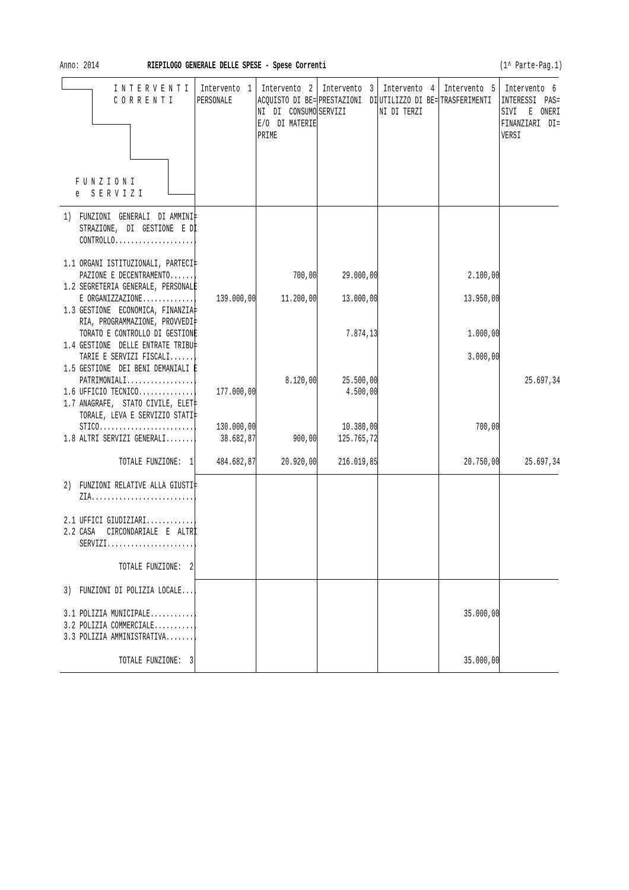Anno: 2014 **RIEPILOGO GENERALE DELLE SPESE - Spese Correnti** (1^ Parte-Pag.1)

| INTERVENTI CORRENTI / FUNZIONI e SERVIZI | Intervento 1 PERSONALE | Intervento 2 ACQUISTO DI BENI DI CONSUMO E/O DI MATERIE PRIME | Intervento 3 PRESTAZIONI DI SERVIZI | Intervento 4 UTILIZZO DI BENI DI TERZI | Intervento 5 TRASFERIMENTI | Intervento 6 INTERESSI PASSIVI E ONERI FINANZIARI DIVERSI |
|---|---|---|---|---|---|---|
| 1) FUNZIONI GENERALI DI AMMINISTRAZIONE, DI GESTIONE E DI CONTROLLO.................... | | | | | | |
| 1.1 ORGANI ISTITUZIONALI, PARTECIPAZIONE E DECENTRAMENTO....... | | 700,00 | 29.000,00 | | 2.100,00 | |
| 1.2 SEGRETERIA GENERALE, PERSONALE E ORGANIZZAZIONE............. | 139.000,00 | 11.200,00 | 13.000,00 | | 13.950,00 | |
| 1.3 GESTIONE ECONOMICA, FINANZIARIA, PROGRAMMAZIONE, PROVVEDITORATO E CONTROLLO DI GESTIONE | | | 7.874,13 | | 1.000,00 | |
| 1.4 GESTIONE DELLE ENTRATE TRIBUTARIE E SERVIZI FISCALI....... | | | | | 3.000,00 | |
| 1.5 GESTIONE DEI BENI DEMANIALI E PATRIMONIALI................. | | 8.120,00 | 25.500,00 | | | 25.697,34 |
| 1.6 UFFICIO TECNICO.............. | 177.000,00 | | 4.500,00 | | | |
| 1.7 ANAGRAFE, STATO CIVILE, ELETTORALE, LEVA E SERVIZIO STATISTICO........................ | 130.000,00 | | 10.380,00 | | 700,00 | |
| 1.8 ALTRI SERVIZI GENERALI........ | 38.682,87 | 900,00 | 125.765,72 | | | |
| TOTALE FUNZIONE: 1 | 484.682,87 | 20.920,00 | 216.019,85 | | 20.750,00 | 25.697,34 |
| 2) FUNZIONI RELATIVE ALLA GIUSTIZIA.......................... | | | | | | |
| 2.1 UFFICI GIUDIZIARI............ | | | | | | |
| 2.2 CASA CIRCONDARIALE E ALTRI SERVIZI...................... | | | | | | |
| TOTALE FUNZIONE: 2 | | | | | | |
| 3) FUNZIONI DI POLIZIA LOCALE.... | | | | | | |
| 3.1 POLIZIA MUNICIPALE........... | | | | | 35.000,00 | |
| 3.2 POLIZIA COMMERCIALE.......... | | | | | | |
| 3.3 POLIZIA AMMINISTRATIVA........ | | | | | | |
| TOTALE FUNZIONE: 3 | | | | | 35.000,00 | |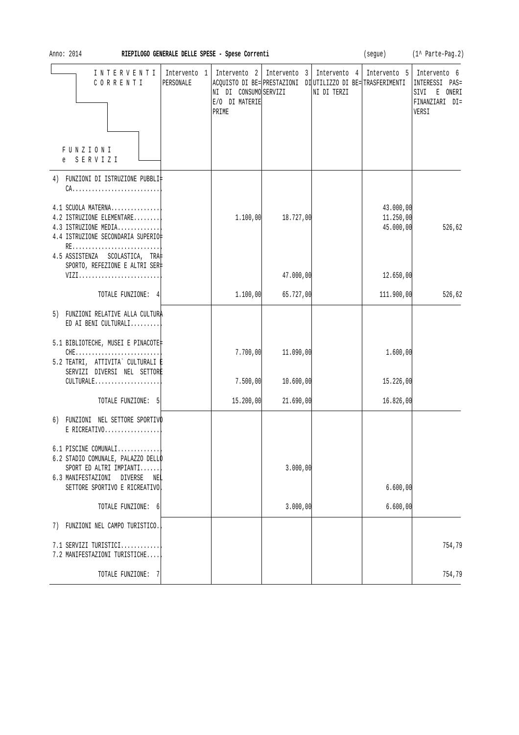Anno: 2014 **RIEPILOGO GENERALE DELLE SPESE - Spese Correnti** (segue) (1^ Parte-Pag.2)

| INTERVENTI CORRENTI / FUNZIONI e SERVIZI | Intervento 1 PERSONALE | Intervento 2 ACQUISTO DI BENI DI CONSUMO E/O DI MATERIE PRIME | Intervento 3 PRESTAZIONI DI SERVIZI | Intervento 4 UTILIZZO DI BENI DI TERZI | Intervento 5 TRASFERIMENTI | Intervento 6 INTERESSI PASSIVI E ONERI FINANZIARI DIVERSI |
|---|---|---|---|---|---|---|
| 4) FUNZIONI DI ISTRUZIONE PUBBLICA | | | | | | |
| 4.1 SCUOLA MATERNA | | | | | 43.000,00 | |
| 4.2 ISTRUZIONE ELEMENTARE | | 1.100,00 | 18.727,00 | | 11.250,00 | |
| 4.3 ISTRUZIONE MEDIA | | | | | 45.000,00 | 526,62 |
| 4.4 ISTRUZIONE SECONDARIA SUPERIORE | | | | | | |
| 4.5 ASSISTENZA SCOLASTICA, TRASPORTO, REFEZIONE E ALTRI SERVIZI | | | 47.000,00 | | 12.650,00 | |
| TOTALE FUNZIONE: 4 | | 1.100,00 | 65.727,00 | | 111.900,00 | 526,62 |
| 5) FUNZIONI RELATIVE ALLA CULTURA ED AI BENI CULTURALI | | | | | | |
| 5.1 BIBLIOTECHE, MUSEI E PINACOTECHE | | 7.700,00 | 11.090,00 | | 1.600,00 | |
| 5.2 TEATRI, ATTIVITA` CULTURALI E SERVIZI DIVERSI NEL SETTORE CULTURALE | | 7.500,00 | 10.600,00 | | 15.226,00 | |
| TOTALE FUNZIONE: 5 | | 15.200,00 | 21.690,00 | | 16.826,00 | |
| 6) FUNZIONI NEL SETTORE SPORTIVO E RICREATIVO | | | | | | |
| 6.1 PISCINE COMUNALI | | | | | | |
| 6.2 STADIO COMUNALE, PALAZZO DELLO SPORT ED ALTRI IMPIANTI | | | 3.000,00 | | | |
| 6.3 MANIFESTAZIONI DIVERSE NEL SETTORE SPORTIVO E RICREATIVO | | | | | 6.600,00 | |
| TOTALE FUNZIONE: 6 | | | 3.000,00 | | 6.600,00 | |
| 7) FUNZIONI NEL CAMPO TURISTICO | | | | | | |
| 7.1 SERVIZI TURISTICI | | | | | | 754,79 |
| 7.2 MANIFESTAZIONI TURISTICHE | | | | | | |
| TOTALE FUNZIONE: 7 | | | | | | 754,79 |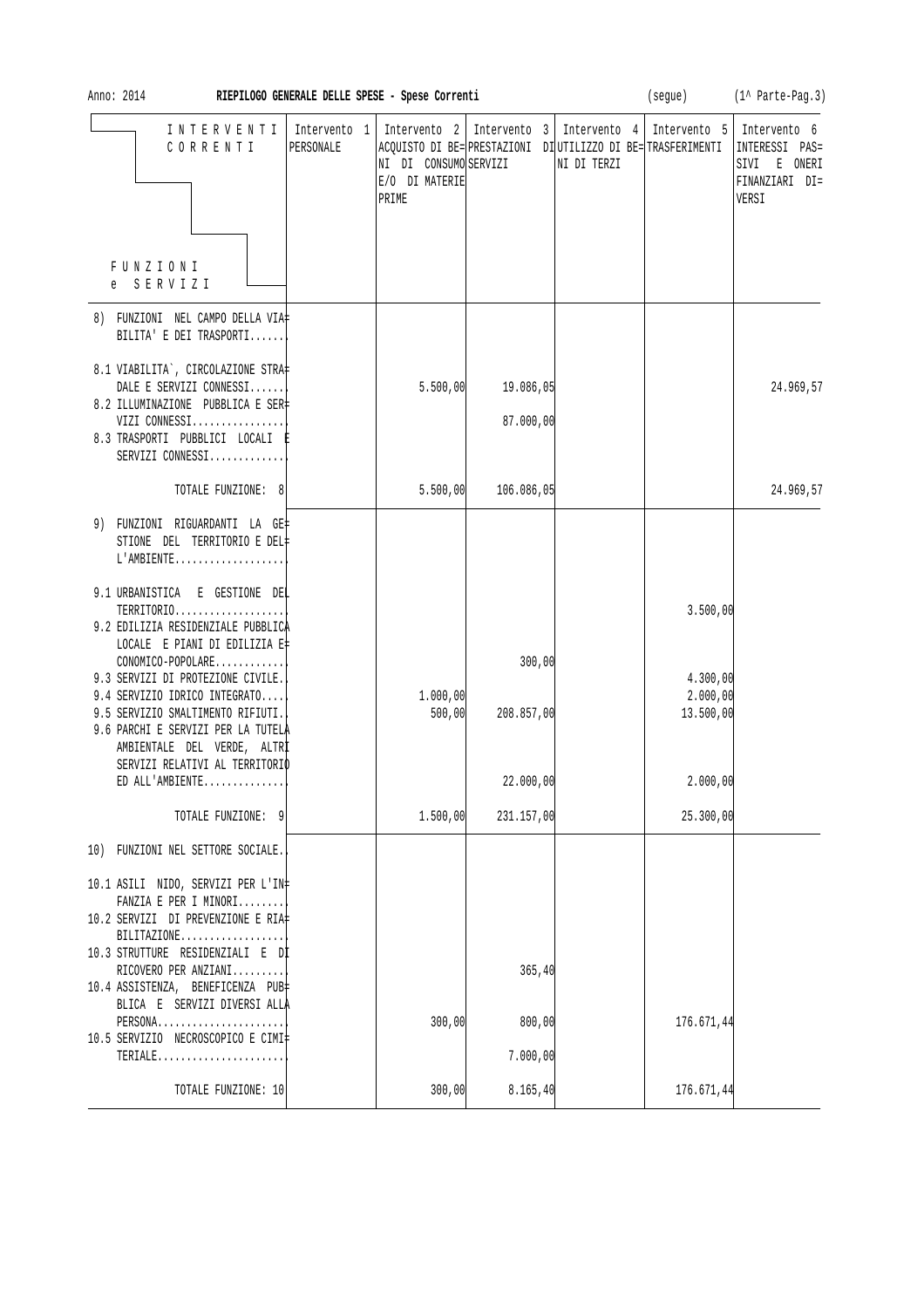Anno: 2014 **RIEPILOGO GENERALE DELLE SPESE - Spese Correnti** (segue) (1^ Parte-Pag.3)

| INTERVENTI CORRENTI / FUNZIONI e SERVIZI | Intervento 1 PERSONALE | Intervento 2 ACQUISTO DI BENI DI CONSUMO E/O DI MATERIE PRIME | Intervento 3 PRESTAZIONI DI SERVIZI | Intervento 4 UTILIZZO DI BENI DI TERZI | Intervento 5 TRASFERIMENTI | Intervento 6 INTERESSI PASSIVI E ONERI FINANZIARI DIVERSI |
|---|---|---|---|---|---|---|
| 8) FUNZIONI NEL CAMPO DELLA VIABILITA' E DEI TRASPORTI....... | | | | | | |
| 8.1 VIABILITA`, CIRCOLAZIONE STRADALE E SERVIZI CONNESSI....... | | 5.500,00 | 19.086,05 | | | 24.969,57 |
| 8.2 ILLUMINAZIONE PUBBLICA E SERVIZI CONNESSI................. | | | 87.000,00 | | | |
| 8.3 TRASPORTI PUBBLICI LOCALI E SERVIZI CONNESSI............. | | | | | | |
| TOTALE FUNZIONE: 8 | | 5.500,00 | 106.086,05 | | | 24.969,57 |
| 9) FUNZIONI RIGUARDANTI LA GESTIONE DEL TERRITORIO E DELL'AMBIENTE.................... | | | | | | |
| 9.1 URBANISTICA E GESTIONE DEL TERRITORIO.................... | | | | | 3.500,00 | |
| 9.2 EDILIZIA RESIDENZIALE PUBBLICA LOCALE E PIANI DI EDILIZIA ECONOMICO-POPOLARE............ | | | 300,00 | | | |
| 9.3 SERVIZI DI PROTEZIONE CIVILE.. | | | | | 4.300,00 | |
| 9.4 SERVIZIO IDRICO INTEGRATO..... | | 1.000,00 | | | 2.000,00 | |
| 9.5 SERVIZIO SMALTIMENTO RIFIUTI.. | | 500,00 | 208.857,00 | | 13.500,00 | |
| 9.6 PARCHI E SERVIZI PER LA TUTELA AMBIENTALE DEL VERDE, ALTRI SERVIZI RELATIVI AL TERRITORIO ED ALL'AMBIENTE.............. | | | 22.000,00 | | 2.000,00 | |
| TOTALE FUNZIONE: 9 | | 1.500,00 | 231.157,00 | | 25.300,00 | |
| 10) FUNZIONI NEL SETTORE SOCIALE.. | | | | | | |
| 10.1 ASILI NIDO, SERVIZI PER L'INFANZIA E PER I MINORI......... | | | | | | |
| 10.2 SERVIZI DI PREVENZIONE E RIABILITAZIONE.................. | | | | | | |
| 10.3 STRUTTURE RESIDENZIALI E DI RICOVERO PER ANZIANI......... | | | 365,40 | | | |
| 10.4 ASSISTENZA, BENEFICENZA PUBBLICA E SERVIZI DIVERSI ALLA PERSONA....................... | | 300,00 | 800,00 | | 176.671,44 | |
| 10.5 SERVIZIO NECROSCOPICO E CIMITERIALE....................... | | | 7.000,00 | | | |
| TOTALE FUNZIONE: 10 | | 300,00 | 8.165,40 | | 176.671,44 | |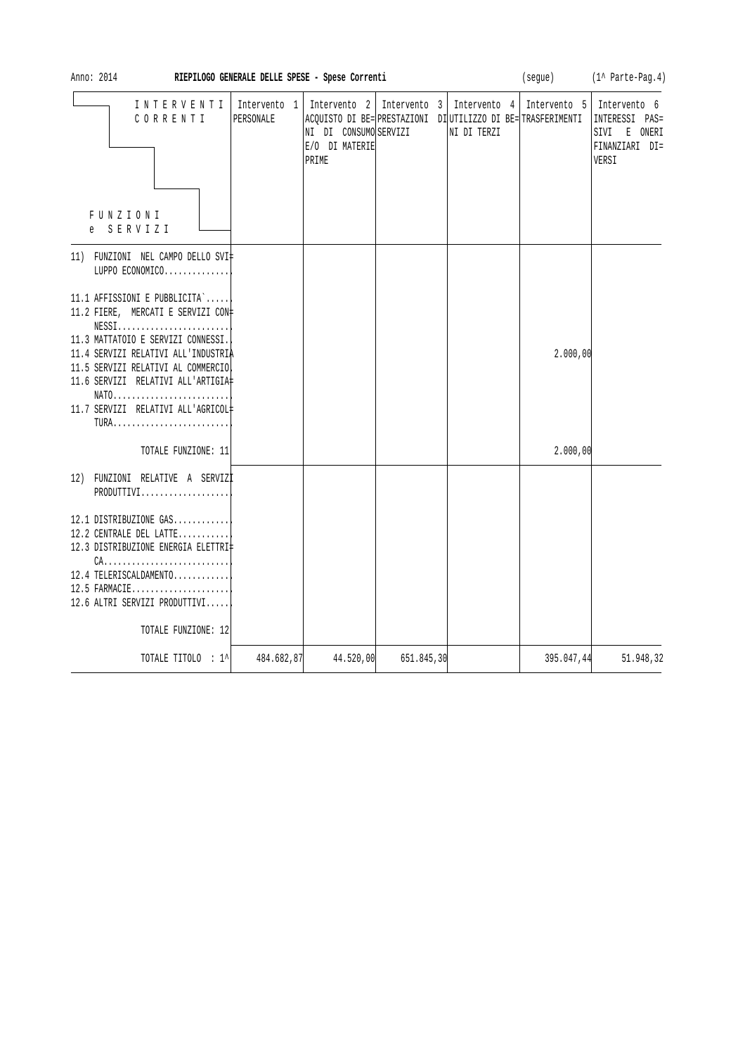Anno: 2014 **RIEPILOGO GENERALE DELLE SPESE - Spese Correnti** (segue)

| INTERVENTI CORRENTI / FUNZIONI e SERVIZI | Intervento 1 PERSONALE | Intervento 2 ACQUISTO DI BENI DI CONSUMO E/O DI MATERIE PRIME | Intervento 3 PRESTAZIONI DI SERVIZI | Intervento 4 UTILIZZO DI BENI DI TERZI | Intervento 5 TRASFERIMENTI | Intervento 6 INTERESSI PASSIVI E ONERI FINANZIARI DIVERSI |
|---|---|---|---|---|---|---|
| 11) FUNZIONI NEL CAMPO DELLO SVILUPPO ECONOMICO.............. | | | | | | |
| 11.1 AFFISSIONI E PUBBLICITA`...... | | | | | | |
| 11.2 FIERE, MERCATI E SERVIZI CONNESSI........................ | | | | | | |
| 11.3 MATTATOIO E SERVIZI CONNESSI.. | | | | | | |
| 11.4 SERVIZI RELATIVI ALL'INDUSTRIA | | | | | 2.000,00 | |
| 11.5 SERVIZI RELATIVI AL COMMERCIO. | | | | | | |
| 11.6 SERVIZI RELATIVI ALL'ARTIGIANATO......................... | | | | | | |
| 11.7 SERVIZI RELATIVI ALL'AGRICOLTURA......................... | | | | | | |
| TOTALE FUNZIONE: 11 | | | | | 2.000,00 | |
| 12) FUNZIONI RELATIVE A SERVIZI PRODUTTIVI................... | | | | | | |
| 12.1 DISTRIBUZIONE GAS............ | | | | | | |
| 12.2 CENTRALE DEL LATTE........... | | | | | | |
| 12.3 DISTRIBUZIONE ENERGIA ELETTRICA........................... | | | | | | |
| 12.4 TELERISCALDAMENTO............ | | | | | | |
| 12.5 FARMACIE..................... | | | | | | |
| 12.6 ALTRI SERVIZI PRODUTTIVI...... | | | | | | |
| TOTALE FUNZIONE: 12 | | | | | | |
| TOTALE TITOLO : 1^ | 484.682,87 | 44.520,00 | 651.845,30 | | 395.047,44 | 51.948,32 |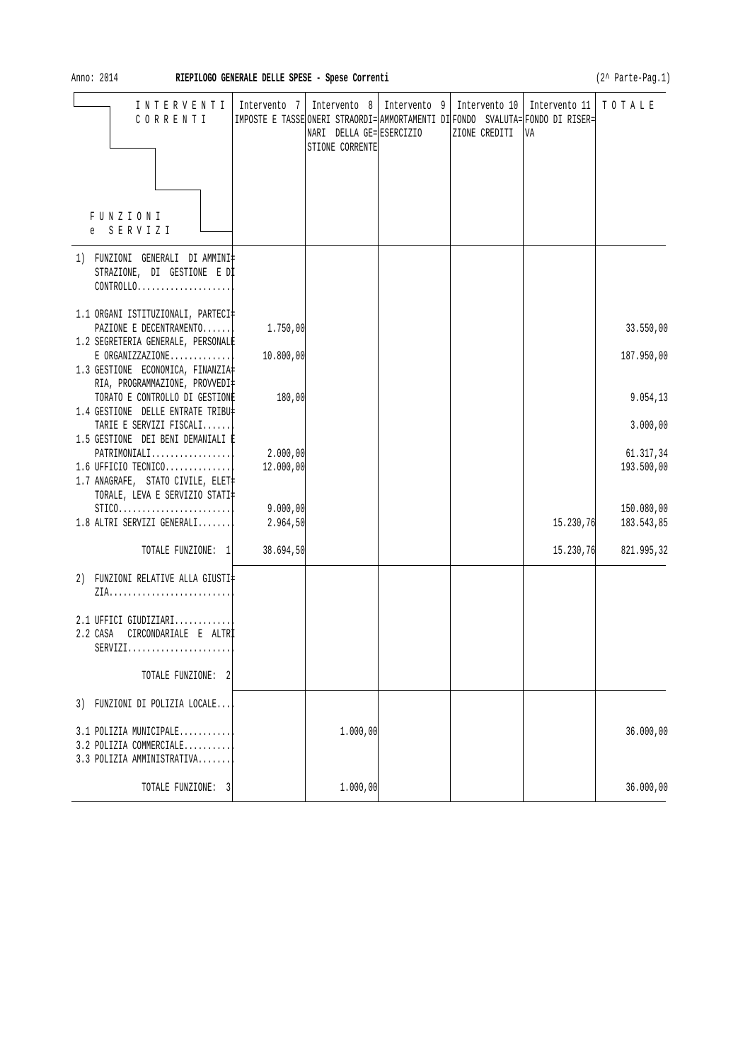Anno: 2014 **RIEPILOGO GENERALE DELLE SPESE - Spese Correnti** (2^ Parte-Pag.1)

| INTERVENTI CORRENTI / FUNZIONI e SERVIZI | Intervento 7 IMPOSTE E TASSE | Intervento 8 ONERI STRAORDINARI DELLA GESTIONE CORRENTE | Intervento 9 AMMORTAMENTI DI ESERCIZIO | Intervento 10 FONDO SVALUTAZIONE CREDITI | Intervento 11 FONDO DI RISERVA | TOTALE |
|---|---|---|---|---|---|---|
| 1) FUNZIONI GENERALI DI AMMINISTRAZIONE, DI GESTIONE E DI CONTROLLO | | | | | | |
| 1.1 ORGANI ISTITUZIONALI, PARTECIPAZIONE E DECENTRAMENTO | 1.750,00 | | | | | 33.550,00 |
| 1.2 SEGRETERIA GENERALE, PERSONALE E ORGANIZZAZIONE | 10.800,00 | | | | | 187.950,00 |
| 1.3 GESTIONE ECONOMICA, FINANZIARIA, PROGRAMMAZIONE, PROVVEDITORATO E CONTROLLO DI GESTIONE | 180,00 | | | | | 9.054,13 |
| 1.4 GESTIONE DELLE ENTRATE TRIBUTARIE E SERVIZI FISCALI | | | | | | 3.000,00 |
| 1.5 GESTIONE DEI BENI DEMANIALI E PATRIMONIALI | 2.000,00 | | | | | 61.317,34 |
| 1.6 UFFICIO TECNICO | 12.000,00 | | | | | 193.500,00 |
| 1.7 ANAGRAFE, STATO CIVILE, ELETTORALE, LEVA E SERVIZIO STATISTICO | 9.000,00 | | | | | 150.080,00 |
| 1.8 ALTRI SERVIZI GENERALI | 2.964,50 | | | | 15.230,76 | 183.543,85 |
| TOTALE FUNZIONE: 1 | 38.694,50 | | | | 15.230,76 | 821.995,32 |
| 2) FUNZIONI RELATIVE ALLA GIUSTIZIA | | | | | | |
| 2.1 UFFICI GIUDIZIARI | | | | | | |
| 2.2 CASA CIRCONDARIALE E ALTRI SERVIZI | | | | | | |
| TOTALE FUNZIONE: 2 | | | | | | |
| 3) FUNZIONI DI POLIZIA LOCALE | | | | | | |
| 3.1 POLIZIA MUNICIPALE | | 1.000,00 | | | | 36.000,00 |
| 3.2 POLIZIA COMMERCIALE | | | | | | |
| 3.3 POLIZIA AMMINISTRATIVA | | | | | | |
| TOTALE FUNZIONE: 3 | | 1.000,00 | | | | 36.000,00 |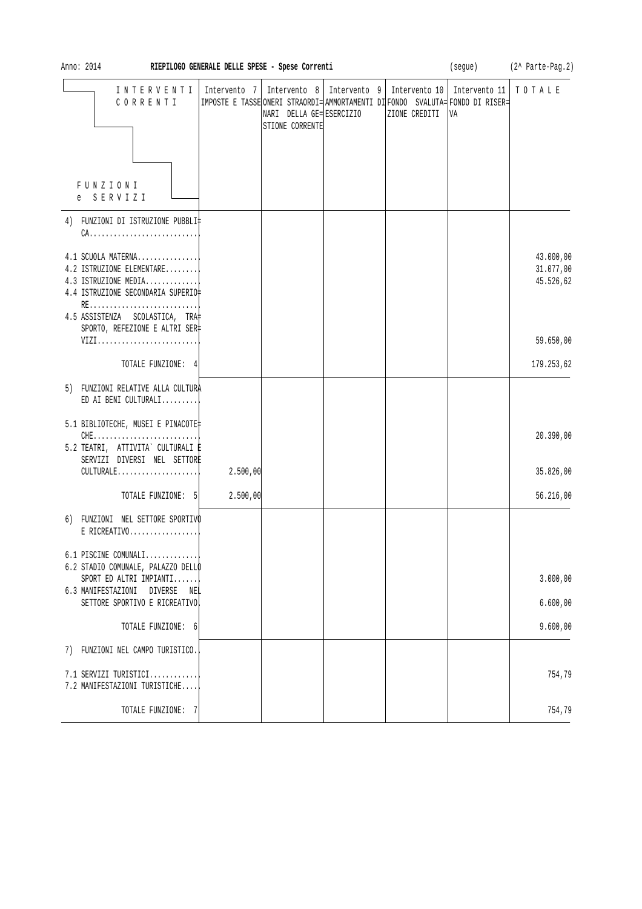Anno: 2014 **RIEPILOGO GENERALE DELLE SPESE - Spese Correnti** (segue) (2^ Parte-Pag.2)

| INTERVENTI CORRENTI / FUNZIONI e SERVIZI | Intervento 7 IMPOSTE E TASSE | Intervento 8 ONERI STRAORDINARI DELLA GESTIONE CORRENTE | Intervento 9 AMMORTAMENTI DI ESERCIZIO | Intervento 10 FONDO SVALUTAZIONE CREDITI | Intervento 11 FONDO DI RISERVA | TOTALE |
|---|---|---|---|---|---|---|
| 4) FUNZIONI DI ISTRUZIONE PUBBLICA........................... | | | | | | |
| 4.1 SCUOLA MATERNA............... | | | | | | 43.000,00 |
| 4.2 ISTRUZIONE ELEMENTARE......... | | | | | | 31.077,00 |
| 4.3 ISTRUZIONE MEDIA............. | | | | | | 45.526,62 |
| 4.4 ISTRUZIONE SECONDARIA SUPERIORE........................... | | | | | | |
| 4.5 ASSISTENZA SCOLASTICA, TRASPORTO, REFEZIONE E ALTRI SERVIZI.......................... | | | | | | 59.650,00 |
| TOTALE FUNZIONE: 4 | | | | | | 179.253,62 |
| 5) FUNZIONI RELATIVE ALLA CULTURA ED AI BENI CULTURALI......... | | | | | | |
| 5.1 BIBLIOTECHE, MUSEI E PINACOTECHE.......................... | | | | | | 20.390,00 |
| 5.2 TEATRI, ATTIVITA` CULTURALI E SERVIZI DIVERSI NEL SETTORE CULTURALE.................... | 2.500,00 | | | | | 35.826,00 |
| TOTALE FUNZIONE: 5 | 2.500,00 | | | | | 56.216,00 |
| 6) FUNZIONI NEL SETTORE SPORTIVO E RICREATIVO................. | | | | | | |
| 6.1 PISCINE COMUNALI............. | | | | | | |
| 6.2 STADIO COMUNALE, PALAZZO DELLO SPORT ED ALTRI IMPIANTI....... | | | | | | 3.000,00 |
| 6.3 MANIFESTAZIONI DIVERSE NEL SETTORE SPORTIVO E RICREATIVO | | | | | | 6.600,00 |
| TOTALE FUNZIONE: 6 | | | | | | 9.600,00 |
| 7) FUNZIONI NEL CAMPO TURISTICO.. | | | | | | |
| 7.1 SERVIZI TURISTICI............ | | | | | | 754,79 |
| 7.2 MANIFESTAZIONI TURISTICHE.... | | | | | | |
| TOTALE FUNZIONE: 7 | | | | | | 754,79 |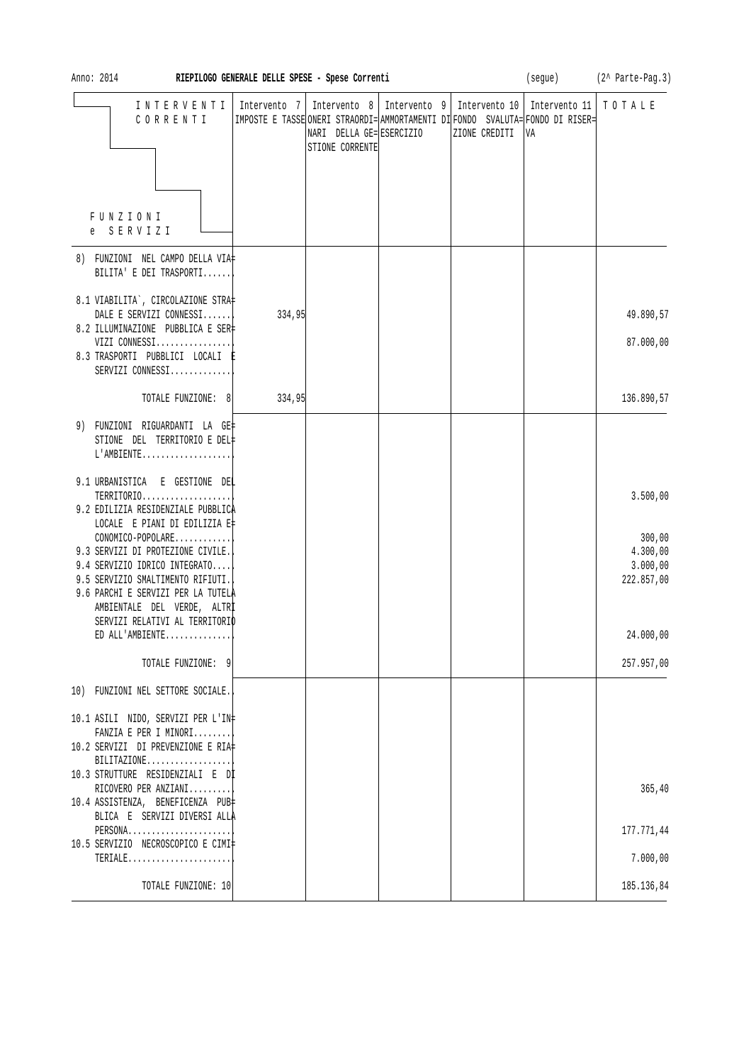Anno: 2014 **RIEPILOGO GENERALE DELLE SPESE - Spese Correnti** (segue) (2^ Parte-Pag.3)

| INTERVENTI CORRENTI / FUNZIONI e SERVIZI | Intervento 7 IMPOSTE E TASSE | Intervento 8 ONERI STRAORDINARI DELLA GESTIONE CORRENTE | Intervento 9 AMMORTAMENTI DI ESERCIZIO | Intervento 10 FONDO SVALUTAZIONE CREDITI | Intervento 11 FONDO DI RISERVA | TOTALE |
|---|---|---|---|---|---|---|
| 8) FUNZIONI NEL CAMPO DELLA VIABILITA' E DEI TRASPORTI....... | | | | | | |
| 8.1 VIABILITA`, CIRCOLAZIONE STRADALE E SERVIZI CONNESSI....... | 334,95 | | | | | 49.890,57 |
| 8.2 ILLUMINAZIONE PUBBLICA E SERVIZI CONNESSI................ | | | | | | 87.000,00 |
| 8.3 TRASPORTI PUBBLICI LOCALI E SERVIZI CONNESSI............. | | | | | | |
| TOTALE FUNZIONE: 8 | 334,95 | | | | | 136.890,57 |
| 9) FUNZIONI RIGUARDANTI LA GESTIONE DEL TERRITORIO E DELL'AMBIENTE................... | | | | | | |
| 9.1 URBANISTICA E GESTIONE DEL TERRITORIO................... | | | | | | 3.500,00 |
| 9.2 EDILIZIA RESIDENZIALE PUBBLICA LOCALE E PIANI DI EDILIZIA ECONOMICO-POPOLARE............ | | | | | | 300,00 |
| 9.3 SERVIZI DI PROTEZIONE CIVILE.. | | | | | | 4.300,00 |
| 9.4 SERVIZIO IDRICO INTEGRATO..... | | | | | | 3.000,00 |
| 9.5 SERVIZIO SMALTIMENTO RIFIUTI.. | | | | | | 222.857,00 |
| 9.6 PARCHI E SERVIZI PER LA TUTELA AMBIENTALE DEL VERDE, ALTRI SERVIZI RELATIVI AL TERRITORIO ED ALL'AMBIENTE.............. | | | | | | 24.000,00 |
| TOTALE FUNZIONE: 9 | | | | | | 257.957,00 |
| 10) FUNZIONI NEL SETTORE SOCIALE.. | | | | | | |
| 10.1 ASILI NIDO, SERVIZI PER L'INFANZIA E PER I MINORI......... | | | | | | |
| 10.2 SERVIZI DI PREVENZIONE E RIABILITAZIONE.................. | | | | | | |
| 10.3 STRUTTURE RESIDENZIALI E DI RICOVERO PER ANZIANI......... | | | | | | 365,40 |
| 10.4 ASSISTENZA, BENEFICENZA PUBBLICA E SERVIZI DIVERSI ALLA PERSONA...................... | | | | | | 177.771,44 |
| 10.5 SERVIZIO NECROSCOPICO E CIMITERIALE...................... | | | | | | 7.000,00 |
| TOTALE FUNZIONE: 10 | | | | | | 185.136,84 |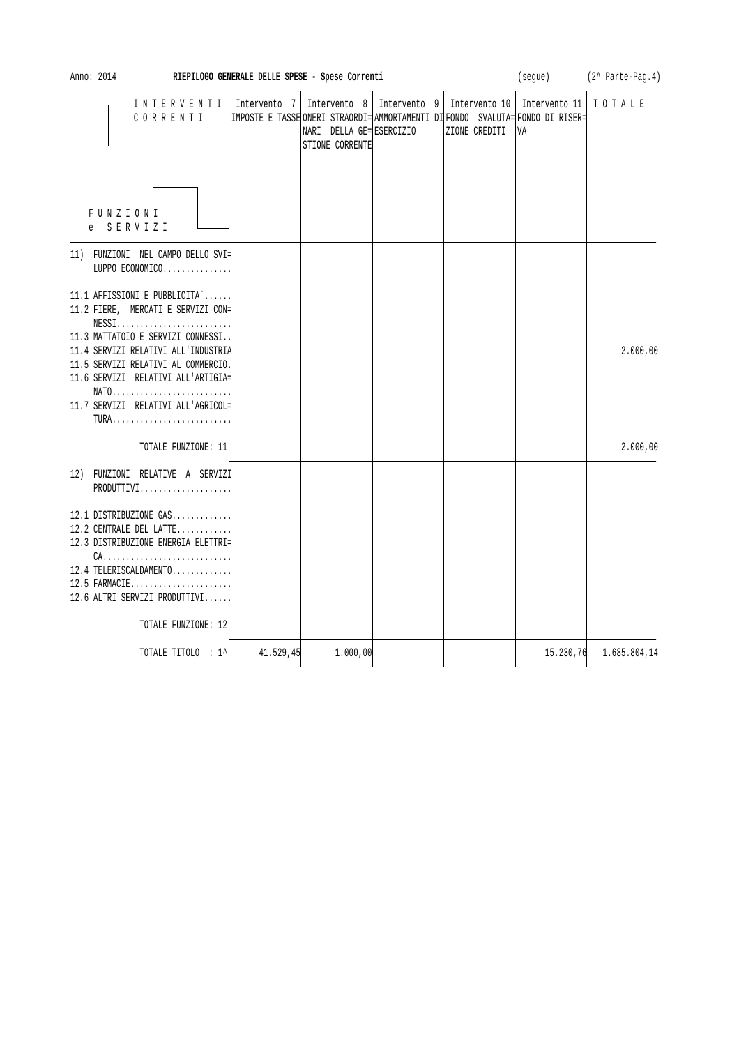Anno: 2014 **RIEPILOGO GENERALE DELLE SPESE - Spese Correnti** (segue) (2^ Parte-Pag.4)

| INTERVENTI CORRENTI / FUNZIONI e SERVIZI | Intervento 7 IMPOSTE E TASSE | Intervento 8 ONERI STRAORDINARI DELLA GESTIONE CORRENTE | Intervento 9 AMMORTAMENTI DI ESERCIZIO | Intervento 10 FONDO SVALUTAZIONE CREDITI | Intervento 11 FONDO DI RISERVA | TOTALE |
|---|---|---|---|---|---|---|
| 11) FUNZIONI NEL CAMPO DELLO SVILUPPO ECONOMICO.............. | | | | | | |
| 11.1 AFFISSIONI E PUBBLICITA`...... | | | | | | |
| 11.2 FIERE, MERCATI E SERVIZI CONNESSI........................ | | | | | | |
| 11.3 MATTATOIO E SERVIZI CONNESSI.. | | | | | | |
| 11.4 SERVIZI RELATIVI ALL'INDUSTRIA | | | | | | 2.000,00 |
| 11.5 SERVIZI RELATIVI AL COMMERCIO. | | | | | | |
| 11.6 SERVIZI RELATIVI ALL'ARTIGIANATO......................... | | | | | | |
| 11.7 SERVIZI RELATIVI ALL'AGRICOLTURA......................... | | | | | | |
| TOTALE FUNZIONE: 11 | | | | | | 2.000,00 |
| 12) FUNZIONI RELATIVE A SERVIZI PRODUTTIVI................... | | | | | | |
| 12.1 DISTRIBUZIONE GAS............ | | | | | | |
| 12.2 CENTRALE DEL LATTE........... | | | | | | |
| 12.3 DISTRIBUZIONE ENERGIA ELETTRICA........................... | | | | | | |
| 12.4 TELERISCALDAMENTO............ | | | | | | |
| 12.5 FARMACIE..................... | | | | | | |
| 12.6 ALTRI SERVIZI PRODUTTIVI...... | | | | | | |
| TOTALE FUNZIONE: 12 | | | | | | |
| TOTALE TITOLO : 1^ | 41.529,45 | 1.000,00 | | | 15.230,76 | 1.685.804,14 |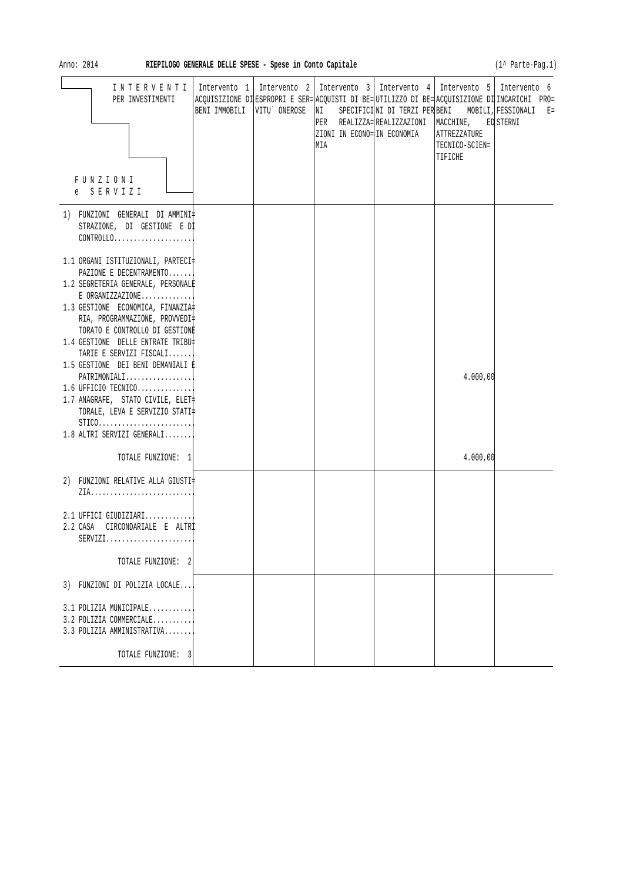Anno: 2014 **RIEPILOGO GENERALE DELLE SPESE - Spese in Conto Capitale** (1^ Parte-Pag.1)

| INTERVENTI PER INVESTIMENTI / FUNZIONI e SERVIZI | Intervento 1 ACQUISIZIONE DI BENI IMMOBILI | Intervento 2 ESPROPRI E SERVITU` ONEROSE | Intervento 3 ACQUISTI DI BENI SPECIFICI PER REALIZZAZIONI IN ECONOMIA | Intervento 4 UTILIZZO DI BENI DI TERZI PER REALIZZAZIONI IN ECONOMIA | Intervento 5 ACQUISIZIONE DI BENI MOBILI, MACCHINE, ED ATTREZZATURE TECNICO-SCIENTIFICHE | Intervento 6 INCARICHI PROFESSIONALI ESTERNI |
|---|---|---|---|---|---|---|
| 1) FUNZIONI GENERALI DI AMMINISTRAZIONE, DI GESTIONE E DI CONTROLLO | | | | | | |
| 1.1 ORGANI ISTITUZIONALI, PARTECIPAZIONE E DECENTRAMENTO | | | | | | |
| 1.2 SEGRETERIA GENERALE, PERSONALE E ORGANIZZAZIONE | | | | | | |
| 1.3 GESTIONE ECONOMICA, FINANZIARIA, PROGRAMMAZIONE, PROVVEDITORATO E CONTROLLO DI GESTIONE | | | | | | |
| 1.4 GESTIONE DELLE ENTRATE TRIBUTARIE E SERVIZI FISCALI | | | | | | |
| 1.5 GESTIONE DEI BENI DEMANIALI E PATRIMONIALI | | | | | 4.000,00 | |
| 1.6 UFFICIO TECNICO | | | | | | |
| 1.7 ANAGRAFE, STATO CIVILE, ELETTORALE, LEVA E SERVIZIO STATISTICO | | | | | | |
| 1.8 ALTRI SERVIZI GENERALI | | | | | | |
| TOTALE FUNZIONE: 1 | | | | | 4.000,00 | |
| 2) FUNZIONI RELATIVE ALLA GIUSTIZIA | | | | | | |
| 2.1 UFFICI GIUDIZIARI | | | | | | |
| 2.2 CASA CIRCONDARIALE E ALTRI SERVIZI | | | | | | |
| TOTALE FUNZIONE: 2 | | | | | | |
| 3) FUNZIONI DI POLIZIA LOCALE | | | | | | |
| 3.1 POLIZIA MUNICIPALE | | | | | | |
| 3.2 POLIZIA COMMERCIALE | | | | | | |
| 3.3 POLIZIA AMMINISTRATIVA | | | | | | |
| TOTALE FUNZIONE: 3 | | | | | | |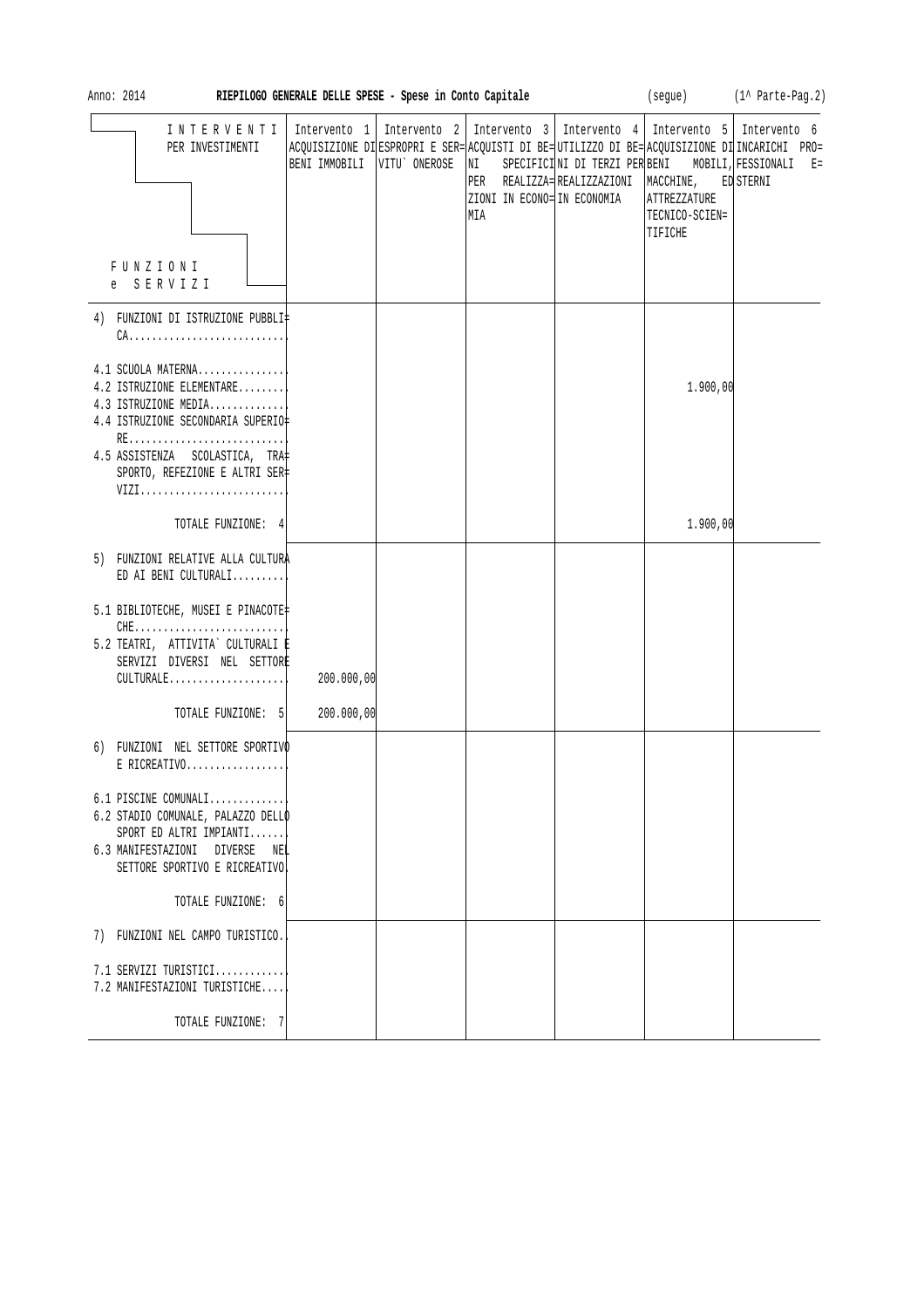Anno: 2014 **RIEPILOGO GENERALE DELLE SPESE - Spese in Conto Capitale** (segue) (1^ Parte-Pag.2)

| INTERVENTI PER INVESTIMENTI / FUNZIONI e SERVIZI | Intervento 1 ACQUISIZIONE DI BENI IMMOBILI | Intervento 2 ESPROPRI E SERVITU` ONEROSE | Intervento 3 ACQUISTI DI BENI SPECIFICI PER REALIZZAZIONI IN ECONOMIA | Intervento 4 UTILIZZO DI BENI DI TERZI PER REALIZZAZIONI IN ECONOMIA | Intervento 5 ACQUISIZIONE DI BENI MOBILI, MACCHINE, ED ATTREZZATURE TECNICO-SCIENTIFICHE | Intervento 6 INCARICHI PROFESSIONALI ESTERNI |
|---|---|---|---|---|---|---|
| 4) FUNZIONI DI ISTRUZIONE PUBBLICA | | | | | | |
| 4.1 SCUOLA MATERNA | | | | | | |
| 4.2 ISTRUZIONE ELEMENTARE | | | | | 1.900,00 | |
| 4.3 ISTRUZIONE MEDIA | | | | | | |
| 4.4 ISTRUZIONE SECONDARIA SUPERIORE | | | | | | |
| 4.5 ASSISTENZA SCOLASTICA, TRASPORTO, REFEZIONE E ALTRI SERVIZI | | | | | | |
| TOTALE FUNZIONE: 4 | | | | | 1.900,00 | |
| 5) FUNZIONI RELATIVE ALLA CULTURA ED AI BENI CULTURALI | | | | | | |
| 5.1 BIBLIOTECHE, MUSEI E PINACOTECHE | | | | | | |
| 5.2 TEATRI, ATTIVITA` CULTURALI E SERVIZI DIVERSI NEL SETTORE CULTURALE | 200.000,00 | | | | | |
| TOTALE FUNZIONE: 5 | 200.000,00 | | | | | |
| 6) FUNZIONI NEL SETTORE SPORTIVO E RICREATIVO | | | | | | |
| 6.1 PISCINE COMUNALI | | | | | | |
| 6.2 STADIO COMUNALE, PALAZZO DELLO SPORT ED ALTRI IMPIANTI | | | | | | |
| 6.3 MANIFESTAZIONI DIVERSE NEL SETTORE SPORTIVO E RICREATIVO | | | | | | |
| TOTALE FUNZIONE: 6 | | | | | | |
| 7) FUNZIONI NEL CAMPO TURISTICO | | | | | | |
| 7.1 SERVIZI TURISTICI | | | | | | |
| 7.2 MANIFESTAZIONI TURISTICHE | | | | | | |
| TOTALE FUNZIONE: 7 | | | | | | |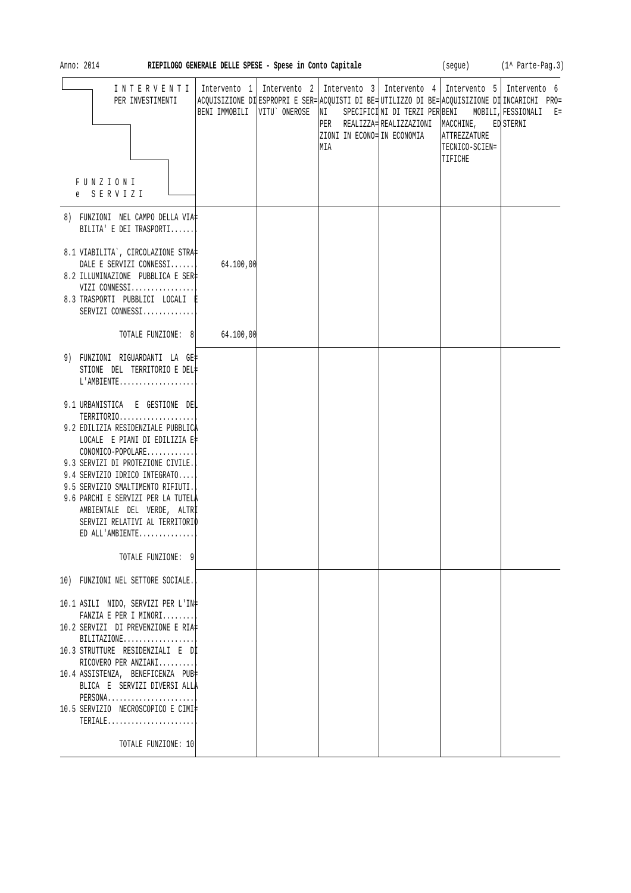Anno: 2014 **RIEPILOGO GENERALE DELLE SPESE - Spese in Conto Capitale** (segue) (1^ Parte-Pag.3)

| INTERVENTI PER INVESTIMENTI / FUNZIONI e SERVIZI | Intervento 1 ACQUISIZIONE DI BENI IMMOBILI | Intervento 2 ESPROPRI E SERVITU' ONEROSE | Intervento 3 ACQUISTI DI BENI SPECIFICI PER REALIZZAZIONI IN ECONOMIA | Intervento 4 UTILIZZO DI BENI DI TERZI PER REALIZZAZIONI IN ECONOMIA | Intervento 5 ACQUISIZIONE DI BENI MOBILI, MACCHINE, ATTREZZATURE TECNICO-SCIENTIFICHE | Intervento 6 INCARICHI PROFESSIONALI ESTERNI |
|---|---|---|---|---|---|---|
| 8) FUNZIONI NEL CAMPO DELLA VIABILITA' E DEI TRASPORTI....... | | | | | | |
| 8.1 VIABILITA`, CIRCOLAZIONE STRADALE E SERVIZI CONNESSI....... | 64.100,00 | | | | | |
| 8.2 ILLUMINAZIONE PUBBLICA E SERVIZI CONNESSI................. | | | | | | |
| 8.3 TRASPORTI PUBBLICI LOCALI E SERVIZI CONNESSI............. | | | | | | |
| TOTALE FUNZIONE: 8 | 64.100,00 | | | | | |
| 9) FUNZIONI RIGUARDANTI LA GESTIONE DEL TERRITORIO E DELL'AMBIENTE.................... | | | | | | |
| 9.1 URBANISTICA E GESTIONE DEL TERRITORIO.................... | | | | | | |
| 9.2 EDILIZIA RESIDENZIALE PUBBLICA LOCALE E PIANI DI EDILIZIA ECONOMICO-POPOLARE............ | | | | | | |
| 9.3 SERVIZI DI PROTEZIONE CIVILE.. | | | | | | |
| 9.4 SERVIZIO IDRICO INTEGRATO..... | | | | | | |
| 9.5 SERVIZIO SMALTIMENTO RIFIUTI.. | | | | | | |
| 9.6 PARCHI E SERVIZI PER LA TUTELA AMBIENTALE DEL VERDE, ALTRI SERVIZI RELATIVI AL TERRITORIO ED ALL'AMBIENTE............... | | | | | | |
| TOTALE FUNZIONE: 9 | | | | | | |
| 10) FUNZIONI NEL SETTORE SOCIALE.. | | | | | | |
| 10.1 ASILI NIDO, SERVIZI PER L'INFANZIA E PER I MINORI......... | | | | | | |
| 10.2 SERVIZI DI PREVENZIONE E RIABILITAZIONE.................. | | | | | | |
| 10.3 STRUTTURE RESIDENZIALI E DI RICOVERO PER ANZIANI......... | | | | | | |
| 10.4 ASSISTENZA, BENEFICENZA PUBBLICA E SERVIZI DIVERSI ALLA PERSONA....................... | | | | | | |
| 10.5 SERVIZIO NECROSCOPICO E CIMITERIALE....................... | | | | | | |
| TOTALE FUNZIONE: 10 | | | | | | |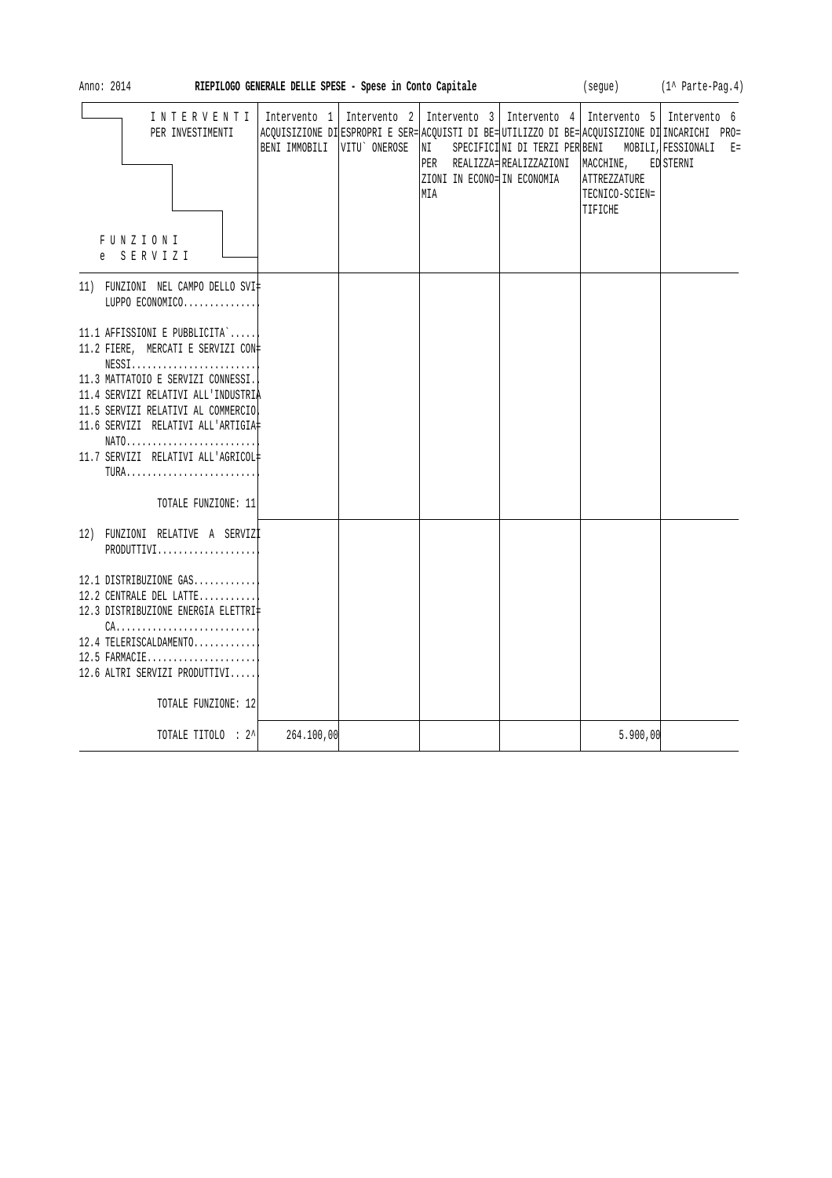Anno: 2014 **RIEPILOGO GENERALE DELLE SPESE - Spese in Conto Capitale** (segue) (1^ Parte-Pag.4)

| INTERVENTI PER INVESTIMENTI / FUNZIONI e SERVIZI | Intervento 1 ACQUISIZIONE DI BENI IMMOBILI | Intervento 2 ESPROPRI E SERVITU` ONEROSE | Intervento 3 ACQUISTI DI BENI SPECIFICI PER REALIZZAZIONI IN ECONOMIA | Intervento 4 UTILIZZO DI BENI DI TERZI PER REALIZZAZIONI IN ECONOMIA | Intervento 5 ACQUISIZIONE DI BENI MOBILI, MACCHINE, ATTREZZATURE TECNICO-SCIENTIFICHE | Intervento 6 INCARICHI PROFESSIONALI ESTERNI |
|---|---|---|---|---|---|---|
| 11) FUNZIONI NEL CAMPO DELLO SVILUPPO ECONOMICO.............. | | | | | | |
| 11.1 AFFISSIONI E PUBBLICITA`...... | | | | | | |
| 11.2 FIERE, MERCATI E SERVIZI CONNESSI........................ | | | | | | |
| 11.3 MATTATOIO E SERVIZI CONNESSI.. | | | | | | |
| 11.4 SERVIZI RELATIVI ALL'INDUSTRIA | | | | | | |
| 11.5 SERVIZI RELATIVI AL COMMERCIO. | | | | | | |
| 11.6 SERVIZI RELATIVI ALL'ARTIGIANATO......................... | | | | | | |
| 11.7 SERVIZI RELATIVI ALL'AGRICOLTURA......................... | | | | | | |
| TOTALE FUNZIONE: 11 | | | | | | |
| 12) FUNZIONI RELATIVE A SERVIZI PRODUTTIVI................... | | | | | | |
| 12.1 DISTRIBUZIONE GAS............ | | | | | | |
| 12.2 CENTRALE DEL LATTE........... | | | | | | |
| 12.3 DISTRIBUZIONE ENERGIA ELETTRICA........................... | | | | | | |
| 12.4 TELERISCALDAMENTO............ | | | | | | |
| 12.5 FARMACIE..................... | | | | | | |
| 12.6 ALTRI SERVIZI PRODUTTIVI...... | | | | | | |
| TOTALE FUNZIONE: 12 | | | | | | |
| TOTALE TITOLO : 2^ | 264.100,00 | | | | 5.900,00 | |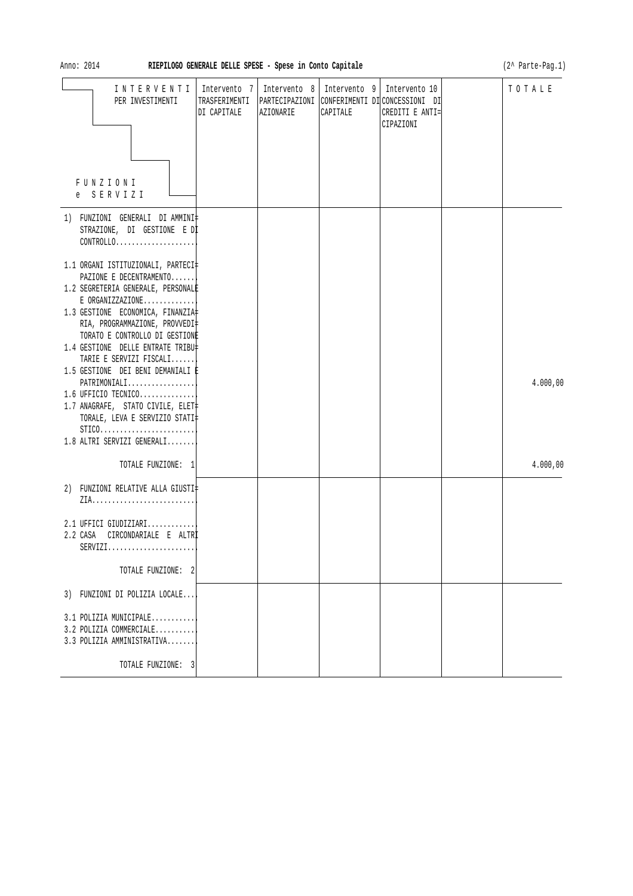Anno: 2014 **RIEPILOGO GENERALE DELLE SPESE - Spese in Conto Capitale** (2^ Parte-Pag.1)

| INTERVENTI PER INVESTIMENTI / FUNZIONI e SERVIZI | Intervento 7 TRASFERIMENTI DI CAPITALE | Intervento 8 PARTECIPAZIONI AZIONARIE | Intervento 9 CONFERIMENTI DI CAPITALE | Intervento 10 CONCESSIONI DI CREDITI E ANTICIPAZIONI | | TOTALE |
|---|---|---|---|---|---|---|
| 1) FUNZIONI GENERALI DI AMMINISTRAZIONE, DI GESTIONE E DI CONTROLLO.................... | | | | | | |
| 1.1 ORGANI ISTITUZIONALI, PARTECIPAZIONE E DECENTRAMENTO....... | | | | | | |
| 1.2 SEGRETERIA GENERALE, PERSONALE E ORGANIZZAZIONE.............. | | | | | | |
| 1.3 GESTIONE ECONOMICA, FINANZIARIA, PROGRAMMAZIONE, PROVVEDITORATO E CONTROLLO DI GESTIONE | | | | | | |
| 1.4 GESTIONE DELLE ENTRATE TRIBUTARIE E SERVIZI FISCALI....... | | | | | | |
| 1.5 GESTIONE DEI BENI DEMANIALI E PATRIMONIALI................. | | | | | | 4.000,00 |
| 1.6 UFFICIO TECNICO.............. | | | | | | |
| 1.7 ANAGRAFE, STATO CIVILE, ELETTORALE, LEVA E SERVIZIO STATISTICO........................ | | | | | | |
| 1.8 ALTRI SERVIZI GENERALI....... | | | | | | |
| TOTALE FUNZIONE: 1 | | | | | | 4.000,00 |
| 2) FUNZIONI RELATIVE ALLA GIUSTIZIA.......................... | | | | | | |
| 2.1 UFFICI GIUDIZIARI............ | | | | | | |
| 2.2 CASA CIRCONDARIALE E ALTRI SERVIZI...................... | | | | | | |
| TOTALE FUNZIONE: 2 | | | | | | |
| 3) FUNZIONI DI POLIZIA LOCALE.... | | | | | | |
| 3.1 POLIZIA MUNICIPALE........... | | | | | | |
| 3.2 POLIZIA COMMERCIALE.......... | | | | | | |
| 3.3 POLIZIA AMMINISTRATIVA....... | | | | | | |
| TOTALE FUNZIONE: 3 | | | | | | |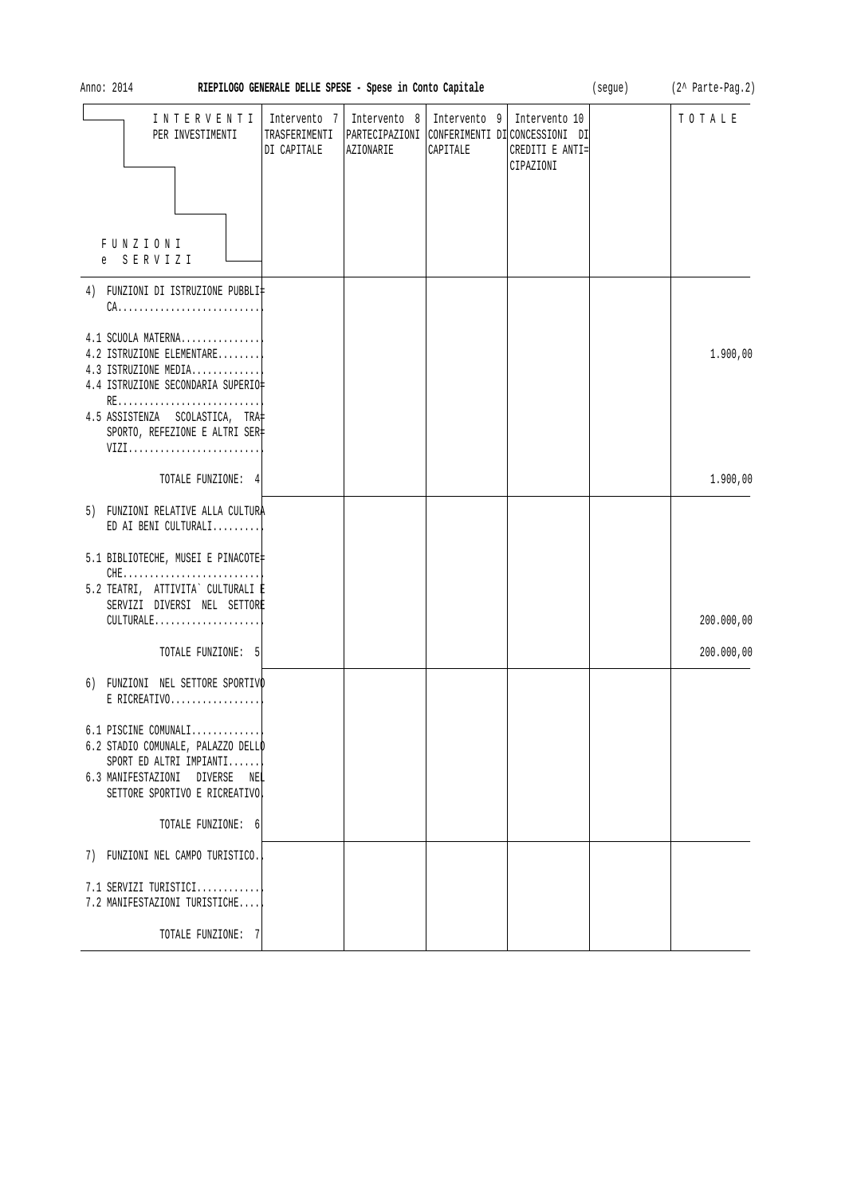Anno: 2014 **RIEPILOGO GENERALE DELLE SPESE - Spese in Conto Capitale** (segue)

| INTERVENTI PER INVESTIMENTI / FUNZIONI e SERVIZI | Intervento 7 TRASFERIMENTI DI CAPITALE | Intervento 8 PARTECIPAZIONI AZIONARIE | Intervento 9 CONFERIMENTI DI CAPITALE | Intervento 10 CONCESSIONI DI CREDITI E ANTICIPAZIONI | | TOTALE |
|---|---|---|---|---|---|---|
| 4) FUNZIONI DI ISTRUZIONE PUBBLICA | | | | | | |
| 4.1 SCUOLA MATERNA | | | | | | |
| 4.2 ISTRUZIONE ELEMENTARE | | | | | | 1.900,00 |
| 4.3 ISTRUZIONE MEDIA | | | | | | |
| 4.4 ISTRUZIONE SECONDARIA SUPERIORE | | | | | | |
| 4.5 ASSISTENZA SCOLASTICA, TRASPORTO, REFEZIONE E ALTRI SERVIZI | | | | | | |
| TOTALE FUNZIONE: 4 | | | | | | 1.900,00 |
| 5) FUNZIONI RELATIVE ALLA CULTURA ED AI BENI CULTURALI | | | | | | |
| 5.1 BIBLIOTECHE, MUSEI E PINACOTECHE | | | | | | |
| 5.2 TEATRI, ATTIVITA` CULTURALI E SERVIZI DIVERSI NEL SETTORE CULTURALE | | | | | | 200.000,00 |
| TOTALE FUNZIONE: 5 | | | | | | 200.000,00 |
| 6) FUNZIONI NEL SETTORE SPORTIVO E RICREATIVO | | | | | | |
| 6.1 PISCINE COMUNALI | | | | | | |
| 6.2 STADIO COMUNALE, PALAZZO DELLO SPORT ED ALTRI IMPIANTI | | | | | | |
| 6.3 MANIFESTAZIONI DIVERSE NEL SETTORE SPORTIVO E RICREATIVO | | | | | | |
| TOTALE FUNZIONE: 6 | | | | | | |
| 7) FUNZIONI NEL CAMPO TURISTICO | | | | | | |
| 7.1 SERVIZI TURISTICI | | | | | | |
| 7.2 MANIFESTAZIONI TURISTICHE | | | | | | |
| TOTALE FUNZIONE: 7 | | | | | | |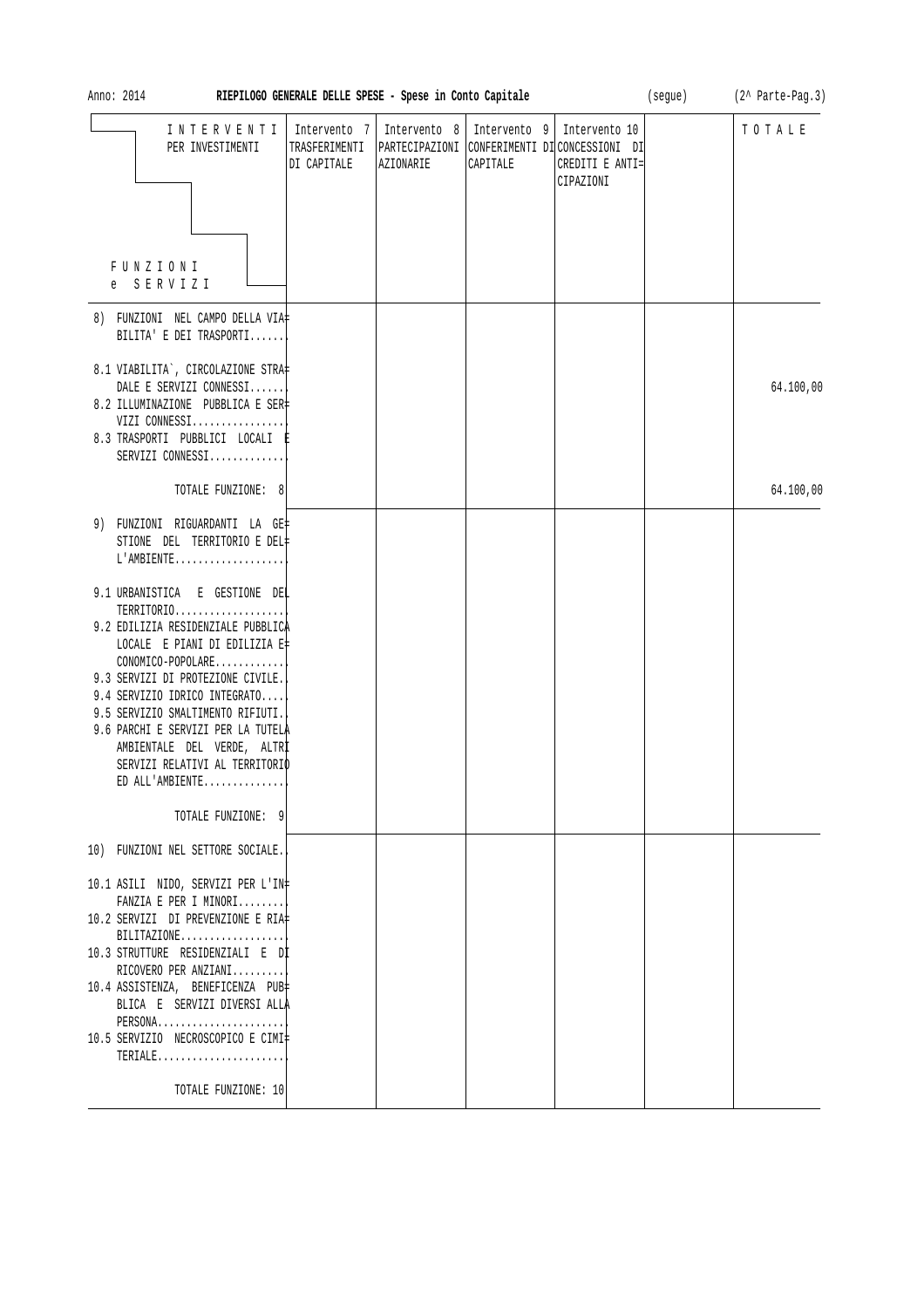Anno: 2014 **RIEPILOGO GENERALE DELLE SPESE - Spese in Conto Capitale** (segue) (2^ Parte-Pag.3)

| INTERVENTI PER INVESTIMENTI / FUNZIONI e SERVIZI | Intervento 7 TRASFERIMENTI DI CAPITALE | Intervento 8 PARTECIPAZIONI AZIONARIE | Intervento 9 CONFERIMENTI DI CAPITALE | Intervento 10 CONCESSIONI DI CREDITI E ANTICIPAZIONI | | TOTALE |
|---|---|---|---|---|---|---|
| 8) FUNZIONI NEL CAMPO DELLA VIABILITA' E DEI TRASPORTI....... | | | | | | |
| 8.1 VIABILITA`, CIRCOLAZIONE STRADALE E SERVIZI CONNESSI....... | | | | | | 64.100,00 |
| 8.2 ILLUMINAZIONE PUBBLICA E SERVIZI CONNESSI................. | | | | | | |
| 8.3 TRASPORTI PUBBLICI LOCALI E SERVIZI CONNESSI............. | | | | | | |
| TOTALE FUNZIONE: 8 | | | | | | 64.100,00 |
| 9) FUNZIONI RIGUARDANTI LA GESTIONE DEL TERRITORIO E DELL'AMBIENTE.................... | | | | | | |
| 9.1 URBANISTICA E GESTIONE DEL TERRITORIO.................... | | | | | | |
| 9.2 EDILIZIA RESIDENZIALE PUBBLICA LOCALE E PIANI DI EDILIZIA ECONOMICO-POPOLARE............ | | | | | | |
| 9.3 SERVIZI DI PROTEZIONE CIVILE.. | | | | | | |
| 9.4 SERVIZIO IDRICO INTEGRATO..... | | | | | | |
| 9.5 SERVIZIO SMALTIMENTO RIFIUTI.. | | | | | | |
| 9.6 PARCHI E SERVIZI PER LA TUTELA AMBIENTALE DEL VERDE, ALTRI SERVIZI RELATIVI AL TERRITORIO ED ALL'AMBIENTE............... | | | | | | |
| TOTALE FUNZIONE: 9 | | | | | | |
| 10) FUNZIONI NEL SETTORE SOCIALE.. | | | | | | |
| 10.1 ASILI NIDO, SERVIZI PER L'INFANZIA E PER I MINORI......... | | | | | | |
| 10.2 SERVIZI DI PREVENZIONE E RIABILITAZIONE................... | | | | | | |
| 10.3 STRUTTURE RESIDENZIALI E DI RICOVERO PER ANZIANI......... | | | | | | |
| 10.4 ASSISTENZA, BENEFICENZA PUBBLICA E SERVIZI DIVERSI ALLA PERSONA....................... | | | | | | |
| 10.5 SERVIZIO NECROSCOPICO E CIMITERIALE....................... | | | | | | |
| TOTALE FUNZIONE: 10 | | | | | | |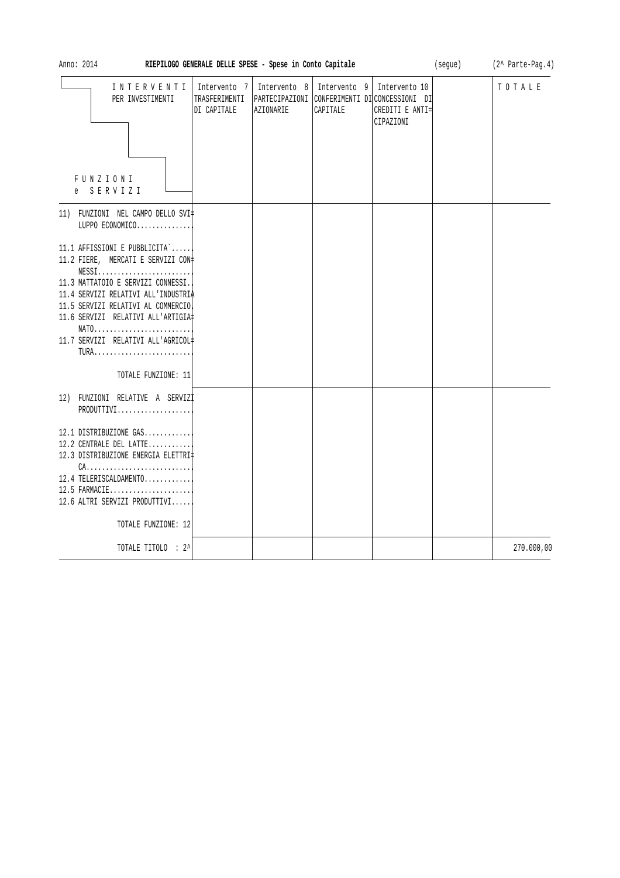Anno: 2014 **RIEPILOGO GENERALE DELLE SPESE - Spese in Conto Capitale** (segue) (2^ Parte-Pag.4)

| INTERVENTI PER INVESTIMENTI / FUNZIONI e SERVIZI | Intervento 7 TRASFERIMENTI DI CAPITALE | Intervento 8 PARTECIPAZIONI AZIONARIE | Intervento 9 CONFERIMENTI DI CAPITALE | Intervento 10 CONCESSIONI DI CREDITI E ANTICIPAZIONI | | TOTALE |
|---|---|---|---|---|---|---|
| 11) FUNZIONI NEL CAMPO DELLO SVILUPPO ECONOMICO.............. | | | | | | |
| 11.1 AFFISSIONI E PUBBLICITA`...... | | | | | | |
| 11.2 FIERE, MERCATI E SERVIZI CONNESSI........................ | | | | | | |
| 11.3 MATTATOIO E SERVIZI CONNESSI.. | | | | | | |
| 11.4 SERVIZI RELATIVI ALL'INDUSTRIA | | | | | | |
| 11.5 SERVIZI RELATIVI AL COMMERCIO. | | | | | | |
| 11.6 SERVIZI RELATIVI ALL'ARTIGIANATO......................... | | | | | | |
| 11.7 SERVIZI RELATIVI ALL'AGRICOLTURA......................... | | | | | | |
| TOTALE FUNZIONE: 11 | | | | | | |
| 12) FUNZIONI RELATIVE A SERVIZI PRODUTTIVI................... | | | | | | |
| 12.1 DISTRIBUZIONE GAS............ | | | | | | |
| 12.2 CENTRALE DEL LATTE........... | | | | | | |
| 12.3 DISTRIBUZIONE ENERGIA ELETTRICA........................... | | | | | | |
| 12.4 TELERISCALDAMENTO............ | | | | | | |
| 12.5 FARMACIE..................... | | | | | | |
| 12.6 ALTRI SERVIZI PRODUTTIVI...... | | | | | | |
| TOTALE FUNZIONE: 12 | | | | | | |
| TOTALE TITOLO : 2^ | | | | | | 270.000,00 |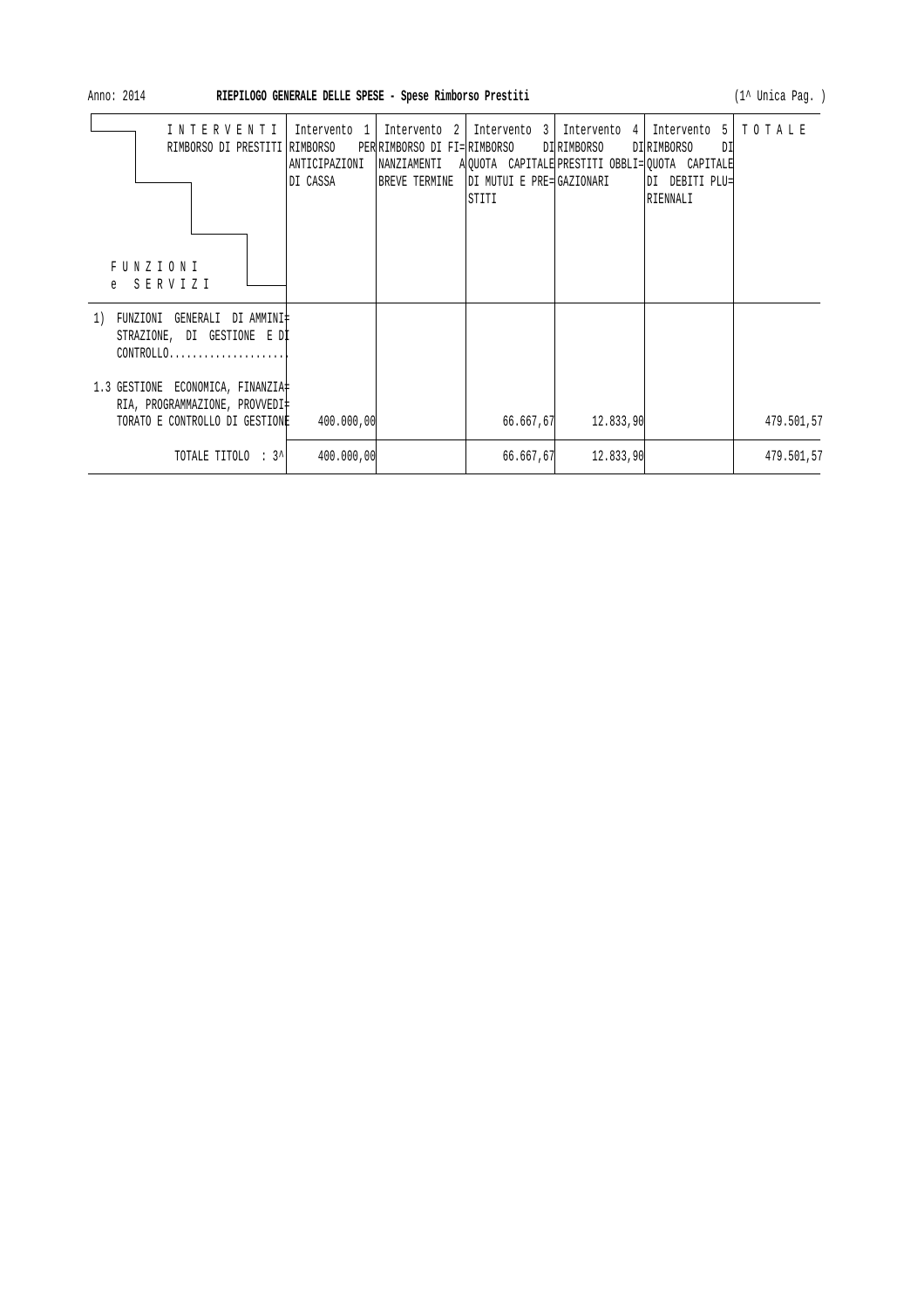Anno: 2014 **RIEPILOGO GENERALE DELLE SPESE - Spese Rimborso Prestiti** (1^ Unica Pag. )

| INTERVENTI RIMBORSO DI PRESTITI / FUNZIONI e SERVIZI | Intervento 1 RIMBORSO PER ANTICIPAZIONI DI CASSA | Intervento 2 RIMBORSO DI FI= NANZIAMENTI A BREVE TERMINE | Intervento 3 RIMBORSO DI QUOTA CAPITALE DI MUTUI E PRE= STITI | Intervento 4 RIMBORSO DI PRESTITI OBBLI= GAZIONARI | Intervento 5 RIMBORSO DI QUOTA CAPITALE DI DEBITI PLU= RIENNALI | TOTALE |
|---|---|---|---|---|---|---|
| 1) FUNZIONI GENERALI DI AMMINI= STRAZIONE, DI GESTIONE E DI CONTROLLO.................... | | | | | | |
| 1.3 GESTIONE ECONOMICA, FINANZIA= RIA, PROGRAMMAZIONE, PROVVEDI= TORATO E CONTROLLO DI GESTIONE | 400.000,00 | | 66.667,67 | 12.833,90 | | 479.501,57 |
| TOTALE TITOLO : 3^ | 400.000,00 | | 66.667,67 | 12.833,90 | | 479.501,57 |